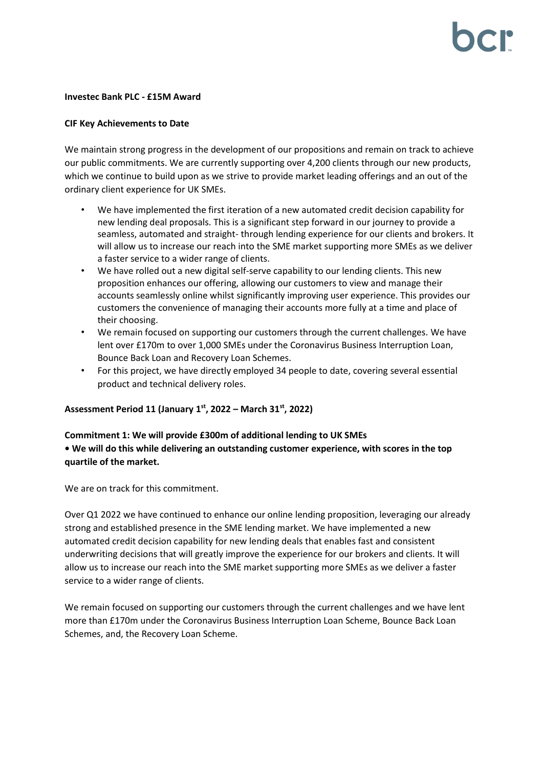**Investec Bank PLC - £15M Award**

**CIF Key Achievements to Date**

We maintain strong progress in the development of our propositions and remain on track to achieve our public commitments. We are currently supporting over 4,200 clients through our new products, which we continue to build upon as we strive to provide market leading offerings and an out of the ordinary client experience for UK SMEs.

- We have implemented the first iteration of a new automated credit decision capability for new lending deal proposals. This is a significant step forward in our journey to provide a seamless, automated and straight- through lending experience for our clients and brokers. It will allow us to increase our reach into the SME market supporting more SMEs as we deliver a faster service to a wider range of clients.
- We have rolled out a new digital self-serve capability to our lending clients. This new proposition enhances our offering, allowing our customers to view and manage their accounts seamlessly online whilst significantly improving user experience. This provides our customers the convenience of managing their accounts more fully at a time and place of their choosing.
- We remain focused on supporting our customers through the current challenges. We have lent over £170m to over 1,000 SMEs under the Coronavirus Business Interruption Loan, Bounce Back Loan and Recovery Loan Schemes.
- For this project, we have directly employed 34 people to date, covering several essential product and technical delivery roles.

**Assessment Period 11 (January 1st, 2022 – March 31st, 2022)**

**Commitment 1: We will provide £300m of additional lending to UK SMEs**
**• We will do this while delivering an outstanding customer experience, with scores in the top quartile of the market.**

We are on track for this commitment.

Over Q1 2022 we have continued to enhance our online lending proposition, leveraging our already strong and established presence in the SME lending market. We have implemented a new automated credit decision capability for new lending deals that enables fast and consistent underwriting decisions that will greatly improve the experience for our brokers and clients. It will allow us to increase our reach into the SME market supporting more SMEs as we deliver a faster service to a wider range of clients.

We remain focused on supporting our customers through the current challenges and we have lent more than £170m under the Coronavirus Business Interruption Loan Scheme, Bounce Back Loan Schemes, and, the Recovery Loan Scheme.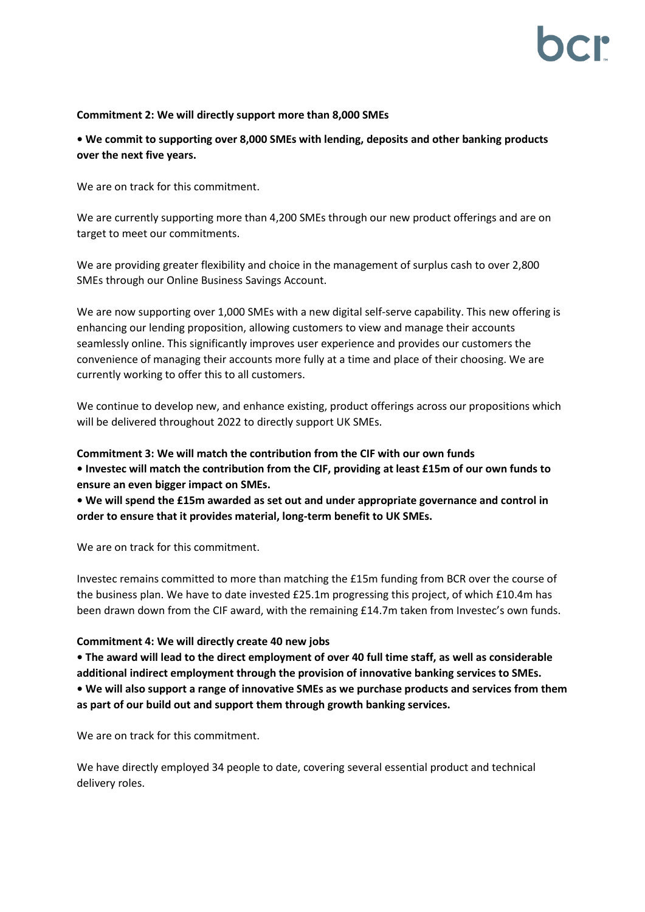**Commitment 2: We will directly support more than 8,000 SMEs**

- **We commit to supporting over 8,000 SMEs with lending, deposits and other banking products over the next five years.**

We are on track for this commitment.

We are currently supporting more than 4,200 SMEs through our new product offerings and are on target to meet our commitments.

We are providing greater flexibility and choice in the management of surplus cash to over 2,800 SMEs through our Online Business Savings Account.

We are now supporting over 1,000 SMEs with a new digital self-serve capability. This new offering is enhancing our lending proposition, allowing customers to view and manage their accounts seamlessly online. This significantly improves user experience and provides our customers the convenience of managing their accounts more fully at a time and place of their choosing. We are currently working to offer this to all customers.

We continue to develop new, and enhance existing, product offerings across our propositions which will be delivered throughout 2022 to directly support UK SMEs.

**Commitment 3: We will match the contribution from the CIF with our own funds**

- **Investec will match the contribution from the CIF, providing at least £15m of our own funds to ensure an even bigger impact on SMEs.**
- **We will spend the £15m awarded as set out and under appropriate governance and control in order to ensure that it provides material, long-term benefit to UK SMEs.**

We are on track for this commitment.

Investec remains committed to more than matching the £15m funding from BCR over the course of the business plan. We have to date invested £25.1m progressing this project, of which £10.4m has been drawn down from the CIF award, with the remaining £14.7m taken from Investec's own funds.

**Commitment 4: We will directly create 40 new jobs**

- **The award will lead to the direct employment of over 40 full time staff, as well as considerable additional indirect employment through the provision of innovative banking services to SMEs.**
- **We will also support a range of innovative SMEs as we purchase products and services from them as part of our build out and support them through growth banking services.**

We are on track for this commitment.

We have directly employed 34 people to date, covering several essential product and technical delivery roles.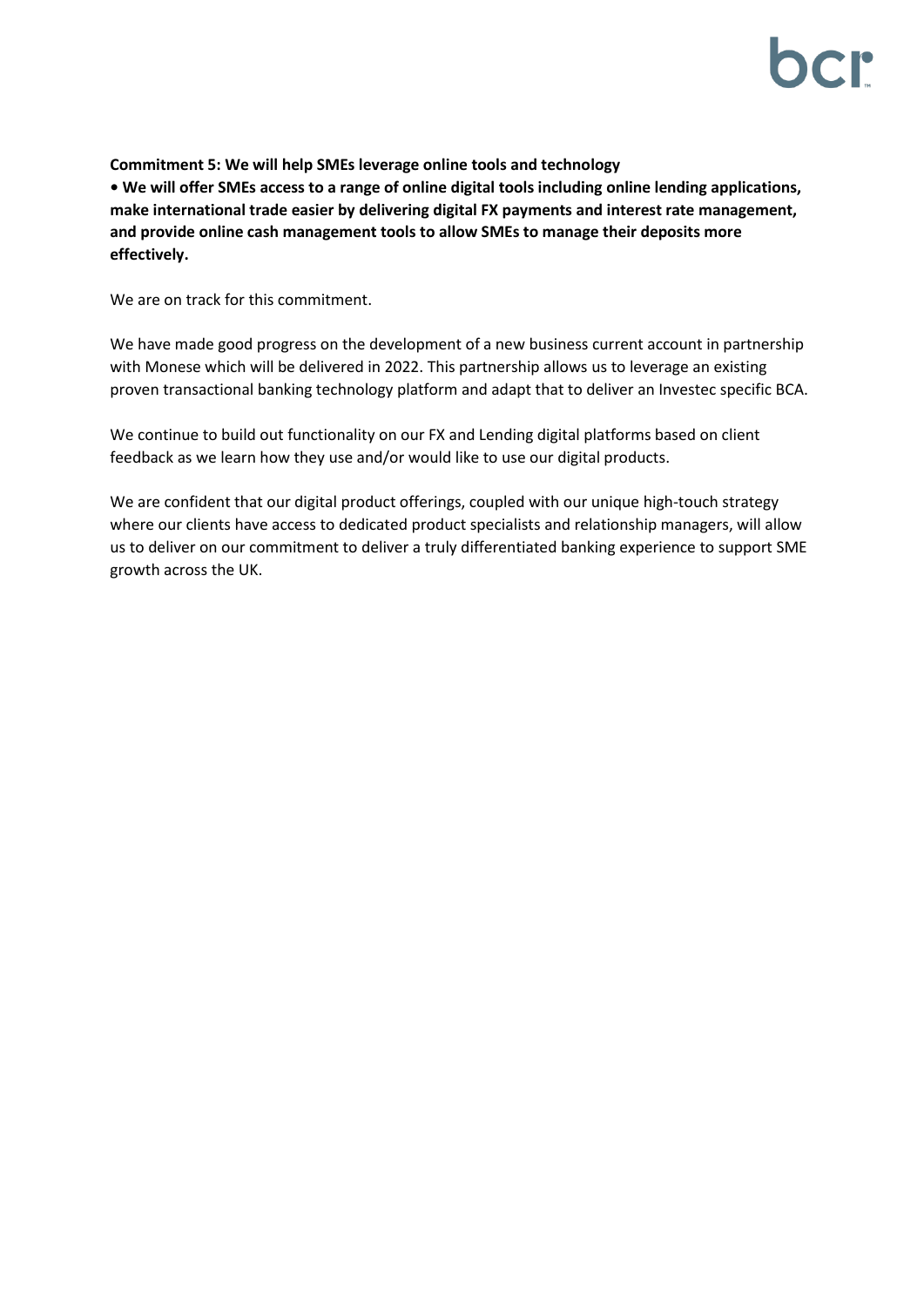**Commitment 5: We will help SMEs leverage online tools and technology**

- **We will offer SMEs access to a range of online digital tools including online lending applications, make international trade easier by delivering digital FX payments and interest rate management, and provide online cash management tools to allow SMEs to manage their deposits more effectively.**

We are on track for this commitment.

We have made good progress on the development of a new business current account in partnership with Monese which will be delivered in 2022. This partnership allows us to leverage an existing proven transactional banking technology platform and adapt that to deliver an Investec specific BCA.

We continue to build out functionality on our FX and Lending digital platforms based on client feedback as we learn how they use and/or would like to use our digital products.

We are confident that our digital product offerings, coupled with our unique high-touch strategy where our clients have access to dedicated product specialists and relationship managers, will allow us to deliver on our commitment to deliver a truly differentiated banking experience to support SME growth across the UK.